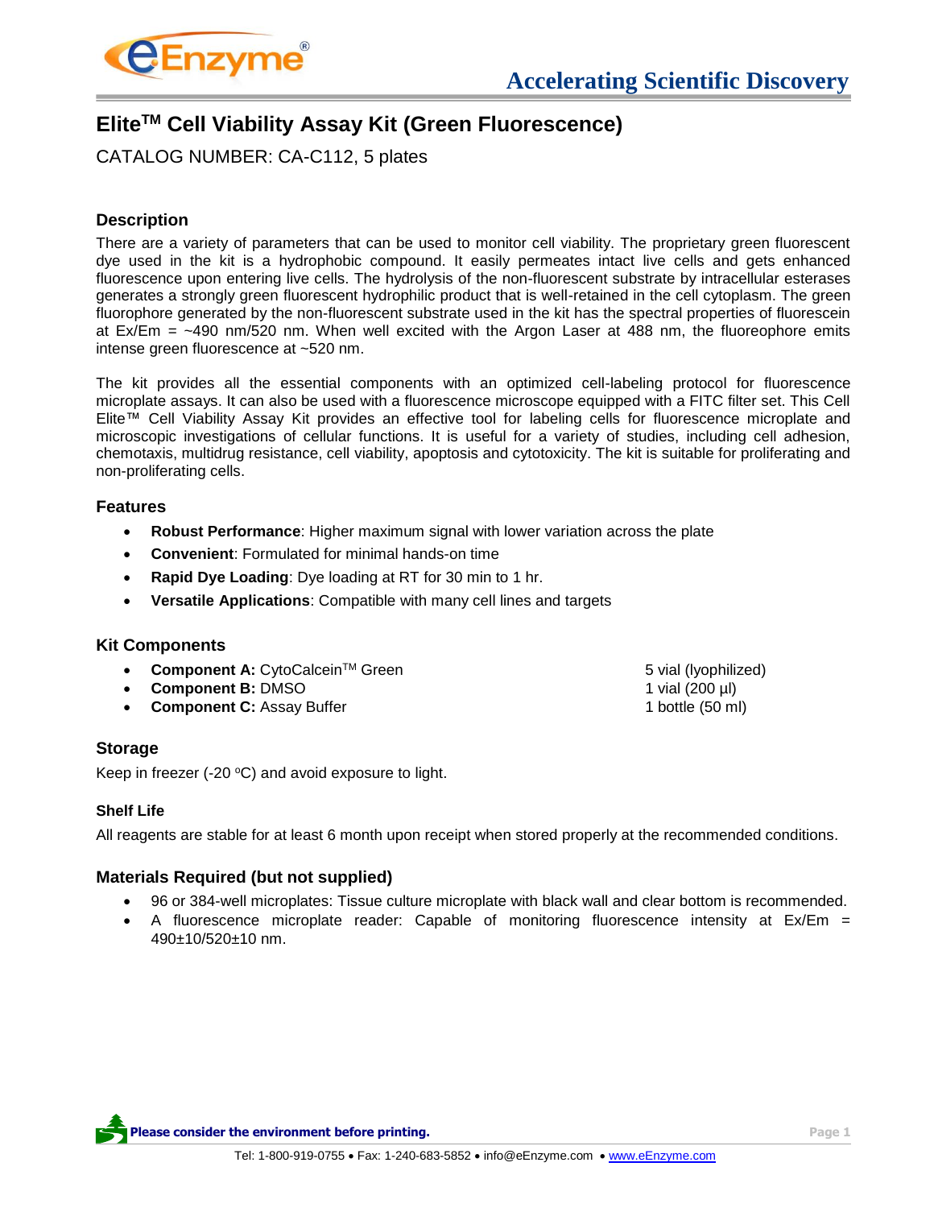# Elite[TM] Cell Viability Assay Kit (Green Fluorescence)

CATALOG NUMBER: CA-C112, 5 plates

## Description

There are a variety of parameters that can be used to monitor cell viability. The proprietary green fluorescent dye used in the kit is a hydrophobic compound. It easily permeates intact live cells and gets enhanced fluorescence upon entering live cells. The hydrolysis of the non-fluorescent substrate by intracellular esterases generates a strongly green fluorescent hydrophilic product that is well-retained in the cell cytoplasm. The green fluorophore generated by the non-fluorescent substrate used in the kit has the spectral properties of fluorescein at Ex/Em = ~490 nm/520 nm. When well excited with the Argon Laser at 488 nm, the fluoreophore emits intense green fluorescence at ~520 nm.

The kit provides all the essential components with an optimized cell-labeling protocol for fluorescence microplate assays. It can also be used with a fluorescence microscope equipped with a FITC filter set. This Cell Elite™ Cell Viability Assay Kit provides an effective tool for labeling cells for fluorescence microplate and microscopic investigations of cellular functions. It is useful for a variety of studies, including cell adhesion, chemotaxis, multidrug resistance, cell viability, apoptosis and cytotoxicity. The kit is suitable for proliferating and non-proliferating cells.

### Features

- **Robust Performance**: Higher maximum signal with lower variation across the plate
- **Convenient**: Formulated for minimal hands-on time
- **Rapid Dye Loading**: Dye loading at RT for 30 min to 1 hr.
- **Versatile Applications**: Compatible with many cell lines and targets

## Kit Components

- **Component A:** CytoCalcein[TM] Green — 5 vial (lyophilized)
- **Component B:** DMSO — 1 vial (200 µl)
- **Component C:** Assay Buffer — 1 bottle (50 ml)

## Storage

Keep in freezer (-20 °C) and avoid exposure to light.

### Shelf Life

All reagents are stable for at least 6 month upon receipt when stored properly at the recommended conditions.

## Materials Required (but not supplied)

- 96 or 384-well microplates: Tissue culture microplate with black wall and clear bottom is recommended.
- A fluorescence microplate reader: Capable of monitoring fluorescence intensity at Ex/Em = 490±10/520±10 nm.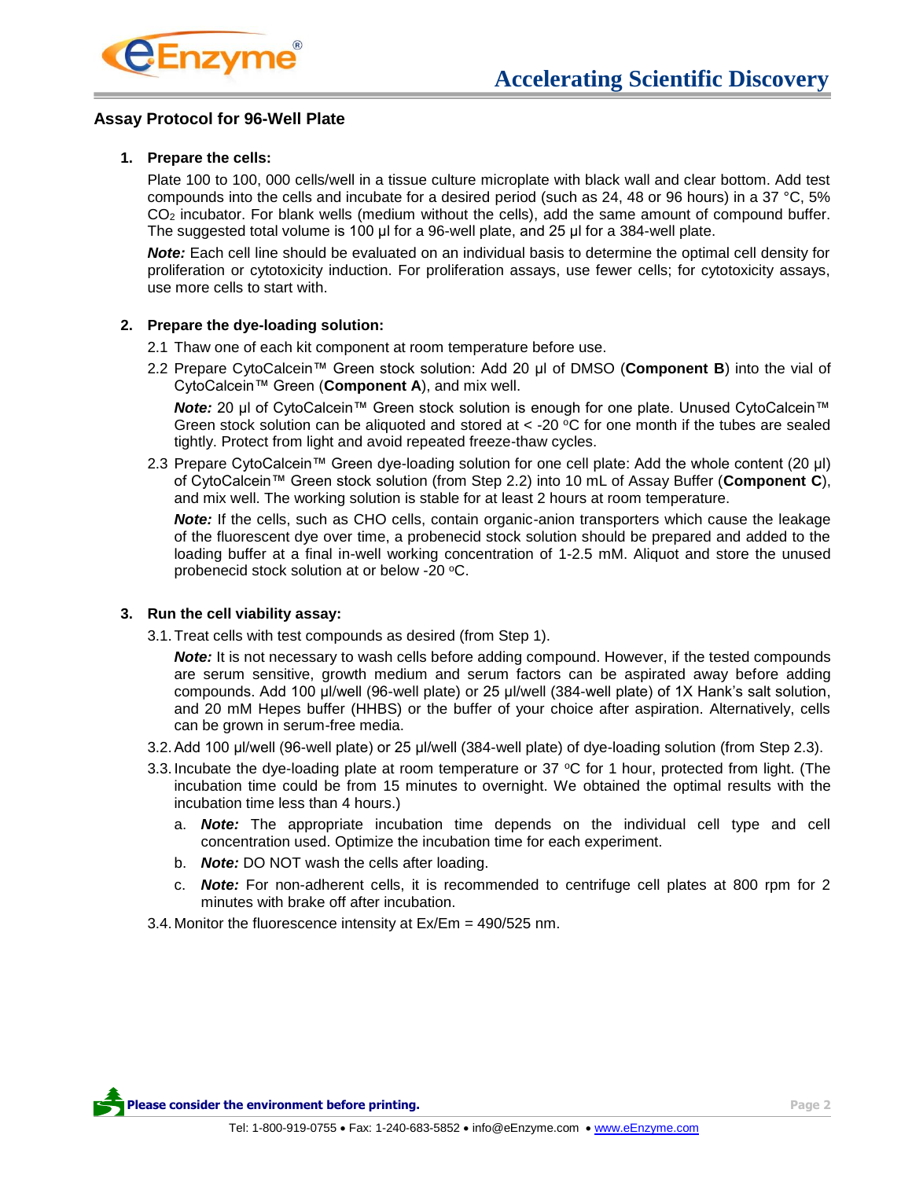## Assay Protocol for 96-Well Plate

1. **Prepare the cells:**

   Plate 100 to 100, 000 cells/well in a tissue culture microplate with black wall and clear bottom. Add test compounds into the cells and incubate for a desired period (such as 24, 48 or 96 hours) in a 37 °C, 5% $CO_2$ incubator. For blank wells (medium without the cells), add the same amount of compound buffer. The suggested total volume is 100 µl for a 96-well plate, and 25 µl for a 384-well plate.

   ***Note:*** Each cell line should be evaluated on an individual basis to determine the optimal cell density for proliferation or cytotoxicity induction. For proliferation assays, use fewer cells; for cytotoxicity assays, use more cells to start with.

2. **Prepare the dye-loading solution:**

   2.1 Thaw one of each kit component at room temperature before use.

   2.2 Prepare CytoCalcein™ Green stock solution: Add 20 µl of DMSO (**Component B**) into the vial of CytoCalcein™ Green (**Component A**), and mix well.

   ***Note:*** 20 µl of CytoCalcein™ Green stock solution is enough for one plate. Unused CytoCalcein™ Green stock solution can be aliquoted and stored at < -20 °C for one month if the tubes are sealed tightly. Protect from light and avoid repeated freeze-thaw cycles.

   2.3 Prepare CytoCalcein™ Green dye-loading solution for one cell plate: Add the whole content (20 µl) of CytoCalcein™ Green stock solution (from Step 2.2) into 10 mL of Assay Buffer (**Component C**), and mix well. The working solution is stable for at least 2 hours at room temperature.

   ***Note:*** If the cells, such as CHO cells, contain organic-anion transporters which cause the leakage of the fluorescent dye over time, a probenecid stock solution should be prepared and added to the loading buffer at a final in-well working concentration of 1-2.5 mM. Aliquot and store the unused probenecid stock solution at or below -20 °C.

3. **Run the cell viability assay:**

   3.1. Treat cells with test compounds as desired (from Step 1).

   ***Note:*** It is not necessary to wash cells before adding compound. However, if the tested compounds are serum sensitive, growth medium and serum factors can be aspirated away before adding compounds. Add 100 µl/well (96-well plate) or 25 µl/well (384-well plate) of 1X Hank's salt solution, and 20 mM Hepes buffer (HHBS) or the buffer of your choice after aspiration. Alternatively, cells can be grown in serum-free media.

   3.2. Add 100 µl/well (96-well plate) or 25 µl/well (384-well plate) of dye-loading solution (from Step 2.3).

   3.3. Incubate the dye-loading plate at room temperature or 37 °C for 1 hour, protected from light. (The incubation time could be from 15 minutes to overnight. We obtained the optimal results with the incubation time less than 4 hours.)

   a. ***Note:*** The appropriate incubation time depends on the individual cell type and cell concentration used. Optimize the incubation time for each experiment.

   b. ***Note:*** DO NOT wash the cells after loading.

   c. ***Note:*** For non-adherent cells, it is recommended to centrifuge cell plates at 800 rpm for 2 minutes with brake off after incubation.

   3.4. Monitor the fluorescence intensity at Ex/Em = 490/525 nm.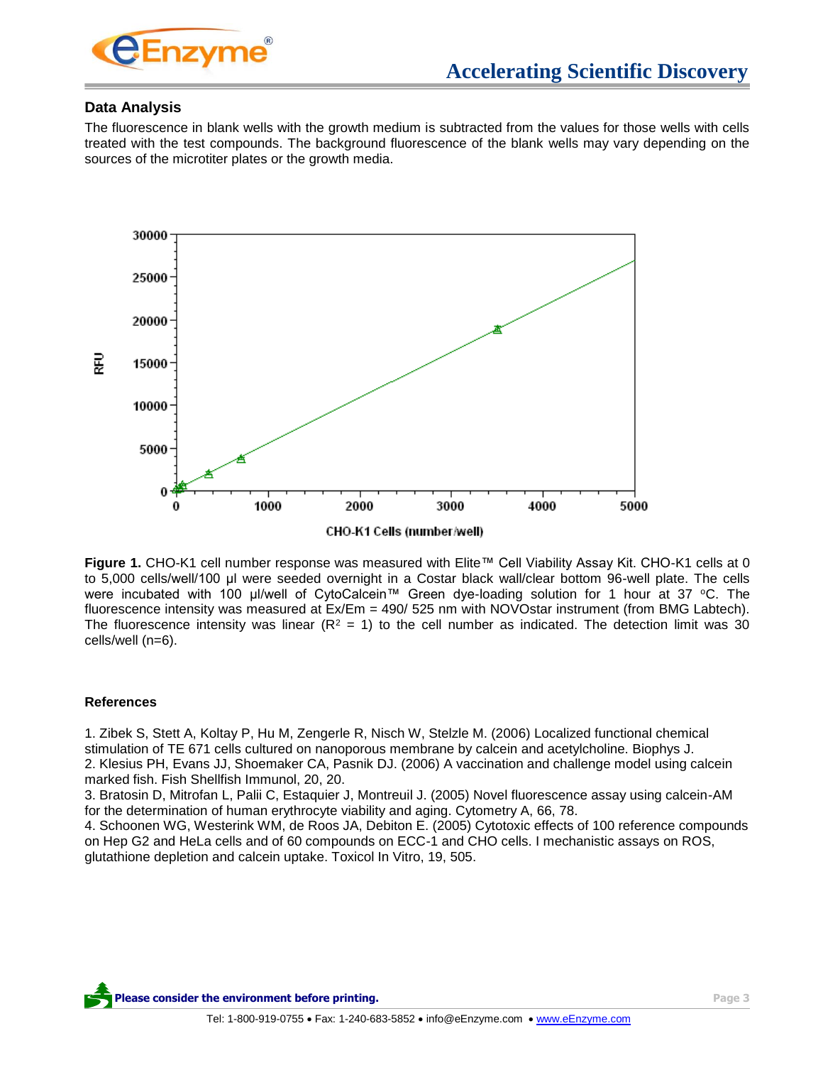## Data Analysis

The fluorescence in blank wells with the growth medium is subtracted from the values for those wells with cells treated with the test compounds. The background fluorescence of the blank wells may vary depending on the sources of the microtiter plates or the growth media.

30000
25000
20000
15000
10000
5000
0
RFU
0
1000
2000
3000
4000
5000
CHO-K1 Cells (number/well)

**Figure 1.** CHO-K1 cell number response was measured with Elite™ Cell Viability Assay Kit. CHO-K1 cells at 0 to 5,000 cells/well/100 µl were seeded overnight in a Costar black wall/clear bottom 96-well plate. The cells were incubated with 100 µl/well of CytoCalcein™ Green dye-loading solution for 1 hour at 37 °C. The fluorescence intensity was measured at Ex/Em = 490/ 525 nm with NOVOstar instrument (from BMG Labtech). The fluorescence intensity was linear ($R^2$ = 1) to the cell number as indicated. The detection limit was 30 cells/well (n=6).

### References

1. Zibek S, Stett A, Koltay P, Hu M, Zengerle R, Nisch W, Stelzle M. (2006) Localized functional chemical stimulation of TE 671 cells cultured on nanoporous membrane by calcein and acetylcholine. Biophys J.
2. Klesius PH, Evans JJ, Shoemaker CA, Pasnik DJ. (2006) A vaccination and challenge model using calcein marked fish. Fish Shellfish Immunol, 20, 20.
3. Bratosin D, Mitrofan L, Palii C, Estaquier J, Montreuil J. (2005) Novel fluorescence assay using calcein-AM for the determination of human erythrocyte viability and aging. Cytometry A, 66, 78.
4. Schoonen WG, Westerink WM, de Roos JA, Debiton E. (2005) Cytotoxic effects of 100 reference compounds on Hep G2 and HeLa cells and of 60 compounds on ECC-1 and CHO cells. I mechanistic assays on ROS, glutathione depletion and calcein uptake. Toxicol In Vitro, 19, 505.